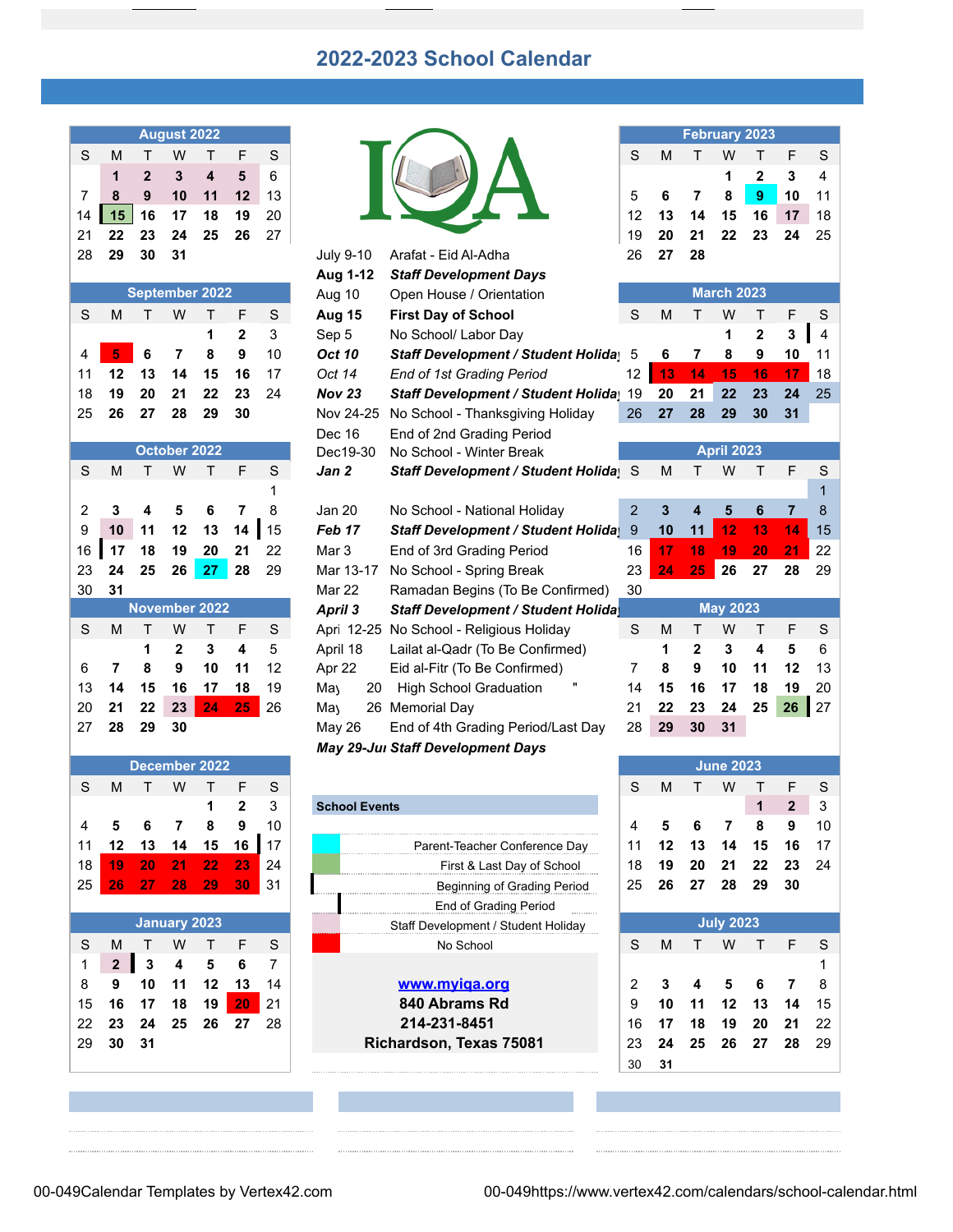# 2022-2023 School Calendar

### August 2022

| S | M | T | W | T | F | S |
|---|---|---|---|---|---|---|
| | 1 | 2 | 3 | 4 | 5 | 6 |
| 7 | 8 | 9 | 10 | 11 | 12 | 13 |
| 14 | 15 | 16 | 17 | 18 | 19 | 20 |
| 21 | 22 | 23 | 24 | 25 | 26 | 27 |
| 28 | 29 | 30 | 31 | | | |

### September 2022

| S | M | T | W | T | F | S |
|---|---|---|---|---|---|---|
| | | | | 1 | 2 | 3 |
| 4 | 5 | 6 | 7 | 8 | 9 | 10 |
| 11 | 12 | 13 | 14 | 15 | 16 | 17 |
| 18 | 19 | 20 | 21 | 22 | 23 | 24 |
| 25 | 26 | 27 | 28 | 29 | 30 | |

### October 2022

| S | M | T | W | T | F | S |
|---|---|---|---|---|---|---|
| | | | | | | 1 |
| 2 | 3 | 4 | 5 | 6 | 7 | 8 |
| 9 | 10 | 11 | 12 | 13 | 14 | 15 |
| 16 | 17 | 18 | 19 | 20 | 21 | 22 |
| 23 | 24 | 25 | 26 | 27 | 28 | 29 |
| 30 | 31 | | | | | |

### November 2022

| S | M | T | W | T | F | S |
|---|---|---|---|---|---|---|
| | | 1 | 2 | 3 | 4 | 5 |
| 6 | 7 | 8 | 9 | 10 | 11 | 12 |
| 13 | 14 | 15 | 16 | 17 | 18 | 19 |
| 20 | 21 | 22 | 23 | 24 | 25 | 26 |
| 27 | 28 | 29 | 30 | | | |

### December 2022

| S | M | T | W | T | F | S |
|---|---|---|---|---|---|---|
| | | | | 1 | 2 | 3 |
| 4 | 5 | 6 | 7 | 8 | 9 | 10 |
| 11 | 12 | 13 | 14 | 15 | 16 | 17 |
| 18 | 19 | 20 | 21 | 22 | 23 | 24 |
| 25 | 26 | 27 | 28 | 29 | 30 | 31 |

### January 2023

| S | M | T | W | T | F | S |
|---|---|---|---|---|---|---|
| 1 | 2 | 3 | 4 | 5 | 6 | 7 |
| 8 | 9 | 10 | 11 | 12 | 13 | 14 |
| 15 | 16 | 17 | 18 | 19 | 20 | 21 |
| 22 | 23 | 24 | 25 | 26 | 27 | 28 |
| 29 | 30 | 31 | | | | |

IQA

| Date | Event |
|---|---|
| July 9-10 | Arafat - Eid Al-Adha |
| **Aug 1-12** | ***Staff Development Days*** |
| Aug 10 | Open House / Orientation |
| **Aug 15** | **First Day of School** |
| Sep 5 | No School/ Labor Day |
| ***Oct 10*** | ***Staff Development / Student Holiday*** |
| *Oct 14* | *End of 1st Grading Period* |
| ***Nov 23*** | ***Staff Development / Student Holiday*** |
| Nov 24-25 | No School - Thanksgiving Holiday |
| Dec 16 | End of 2nd Grading Period |
| Dec19-30 | No School - Winter Break |
| ***Jan 2*** | ***Staff Development / Student Holiday*** |
| Jan 20 | No School - National Holiday |
| ***Feb 17*** | ***Staff Development / Student Holiday*** |
| Mar 3 | End of 3rd Grading Period |
| Mar 13-17 | No School - Spring Break |
| Mar 22 | Ramadan Begins (To Be Confirmed) |
| ***April 3*** | ***Staff Development / Student Holiday*** |
| April 12-25 | No School - Religious Holiday |
| April 18 | Lailat al-Qadr (To Be Confirmed) |
| Apr 22 | Eid al-Fitr (To Be Confirmed) |
| May 20 | High School Graduation |
| May 26 | Memorial Day |
| May 26 | End of 4th Grading Period/Last Day |
| ***May 29-Jun*** | ***Staff Development Days*** |

**School Events**

- Parent-Teacher Conference Day
- First & Last Day of School
- Beginning of Grading Period
- End of Grading Period
- Staff Development / Student Holiday
- No School

**www.myiqa.org**
**840 Abrams Rd**
**214-231-8451**
**Richardson, Texas 75081**

### February 2023

| S | M | T | W | T | F | S |
|---|---|---|---|---|---|---|
| | | | 1 | 2 | 3 | 4 |
| 5 | 6 | 7 | 8 | 9 | 10 | 11 |
| 12 | 13 | 14 | 15 | 16 | 17 | 18 |
| 19 | 20 | 21 | 22 | 23 | 24 | 25 |
| 26 | 27 | 28 | | | | |

### March 2023

| S | M | T | W | T | F | S |
|---|---|---|---|---|---|---|
| | | | 1 | 2 | 3 | 4 |
| 5 | 6 | 7 | 8 | 9 | 10 | 11 |
| 12 | 13 | 14 | 15 | 16 | 17 | 18 |
| 19 | 20 | 21 | 22 | 23 | 24 | 25 |
| 26 | 27 | 28 | 29 | 30 | 31 | |

### April 2023

| S | M | T | W | T | F | S |
|---|---|---|---|---|---|---|
| | | | | | | 1 |
| 2 | 3 | 4 | 5 | 6 | 7 | 8 |
| 9 | 10 | 11 | 12 | 13 | 14 | 15 |
| 16 | 17 | 18 | 19 | 20 | 21 | 22 |
| 23 | 24 | 25 | 26 | 27 | 28 | 29 |
| 30 | | | | | | |

### May 2023

| S | M | T | W | T | F | S |
|---|---|---|---|---|---|---|
| | 1 | 2 | 3 | 4 | 5 | 6 |
| 7 | 8 | 9 | 10 | 11 | 12 | 13 |
| 14 | 15 | 16 | 17 | 18 | 19 | 20 |
| 21 | 22 | 23 | 24 | 25 | 26 | 27 |
| 28 | 29 | 30 | 31 | | | |

### June 2023

| S | M | T | W | T | F | S |
|---|---|---|---|---|---|---|
| | | | | 1 | 2 | 3 |
| 4 | 5 | 6 | 7 | 8 | 9 | 10 |
| 11 | 12 | 13 | 14 | 15 | 16 | 17 |
| 18 | 19 | 20 | 21 | 22 | 23 | 24 |
| 25 | 26 | 27 | 28 | 29 | 30 | |

### July 2023

| S | M | T | W | T | F | S |
|---|---|---|---|---|---|---|
| | | | | | | 1 |
| 2 | 3 | 4 | 5 | 6 | 7 | 8 |
| 9 | 10 | 11 | 12 | 13 | 14 | 15 |
| 16 | 17 | 18 | 19 | 20 | 21 | 22 |
| 23 | 24 | 25 | 26 | 27 | 28 | 29 |
| 30 | 31 | | | | | |

00-049Calendar Templates by Vertex42.com    00-049https://www.vertex42.com/calendars/school-calendar.html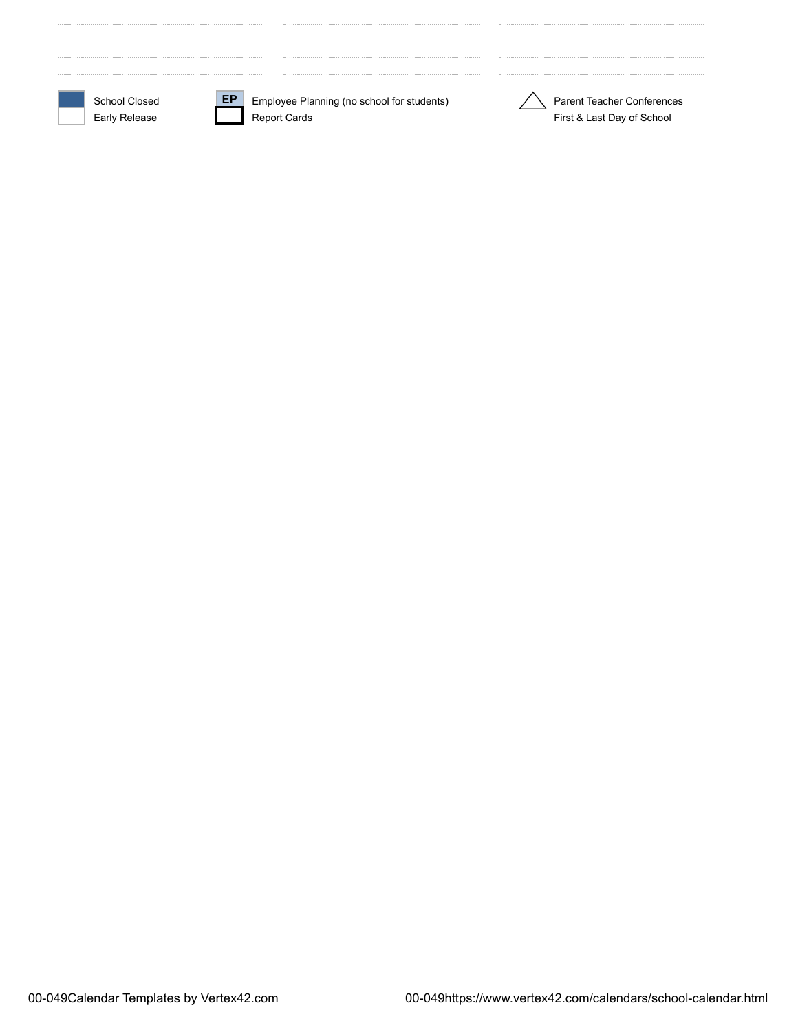| | | |
|---|---|---|
| School Closed | EP Employee Planning (no school for students) | Parent Teacher Conferences |
| Early Release | Report Cards | First & Last Day of School |